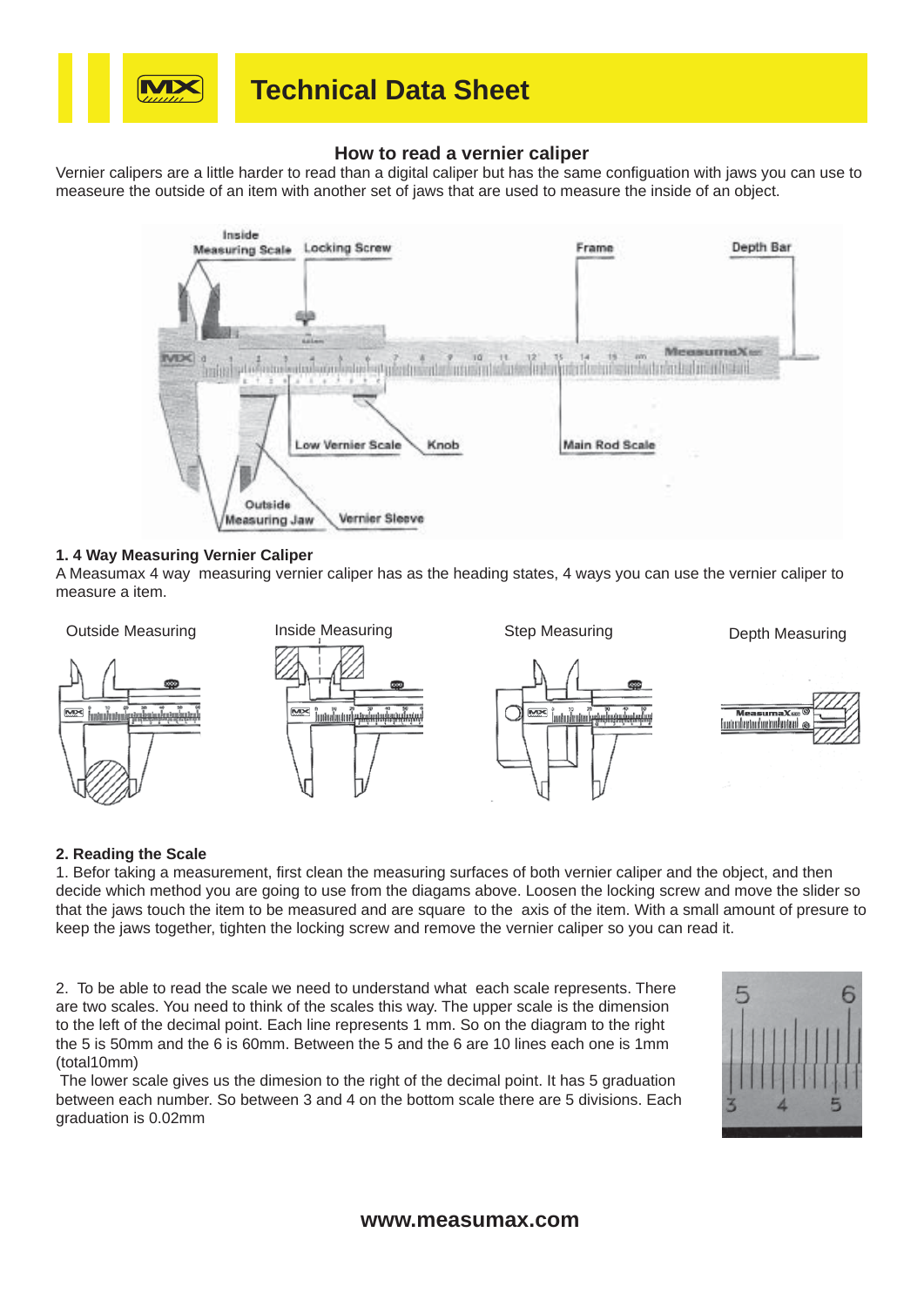# Technical Data Sheet

## How to read a vernier caliper

Vernier calipers are a little harder to read than a digital caliper but has the same configuation with jaws you can use to measeure the outside of an item with another set of jaws that are used to measure the inside of an object.

Inside Measuring Scale, Locking Screw, Frame, Depth Bar, Low Vernier Scale, Knob, Main Rod Scale, Outside Measuring Jaw, Vernier Sleeve

### 1. 4 Way Measuring Vernier Caliper

A Measumax 4 way measuring vernier caliper has as the heading states, 4 ways you can use the vernier caliper to measure a item.

Outside Measuring | Inside Measuring | Step Measuring | Depth Measuring

### 2. Reading the Scale

1. Befor taking a measurement, first clean the measuring surfaces of both vernier caliper and the object, and then decide which method you are going to use from the diagams above. Loosen the locking screw and move the slider so that the jaws touch the item to be measured and are square to the axis of the item. With a small amount of presure to keep the jaws together, tighten the locking screw and remove the vernier caliper so you can read it.

2. To be able to read the scale we need to understand what each scale represents. There are two scales. You need to think of the scales this way. The upper scale is the dimension to the left of the decimal point. Each line represents 1 mm. So on the diagram to the right the 5 is 50mm and the 6 is 60mm. Between the 5 and the 6 are 10 lines each one is 1mm (total10mm)

The lower scale gives us the dimesion to the right of the decimal point. It has 5 graduation between each number. So between 3 and 4 on the bottom scale there are 5 divisions. Each graduation is 0.02mm

**www.measumax.com**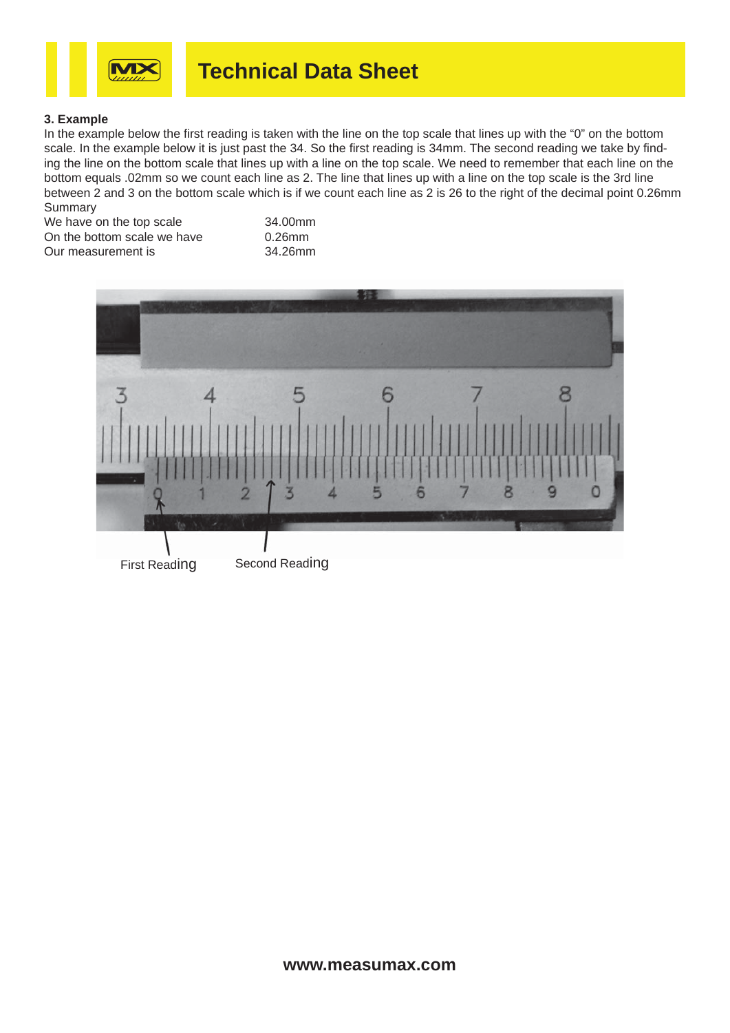### 3. Example

In the example below the first reading is taken with the line on the top scale that lines up with the "0" on the bottom scale. In the example below it is just past the 34. So the first reading is 34mm. The second reading we take by finding the line on the bottom scale that lines up with a line on the top scale. We need to remember that each line on the bottom equals .02mm so we count each line as 2. The line that lines up with a line on the top scale is the 3rd line between 2 and 3 on the bottom scale which is if we count each line as 2 is 26 to the right of the decimal point 0.26mm

Summary

| | |
|---|---|
| We have on the top scale | 34.00mm |
| On the bottom scale we have | 0.26mm |
| Our measurement is | 34.26mm |

3 4 5 6 7 8

0 1 2 3 4 5 6 7 8 9 0

First Reading

Second Reading